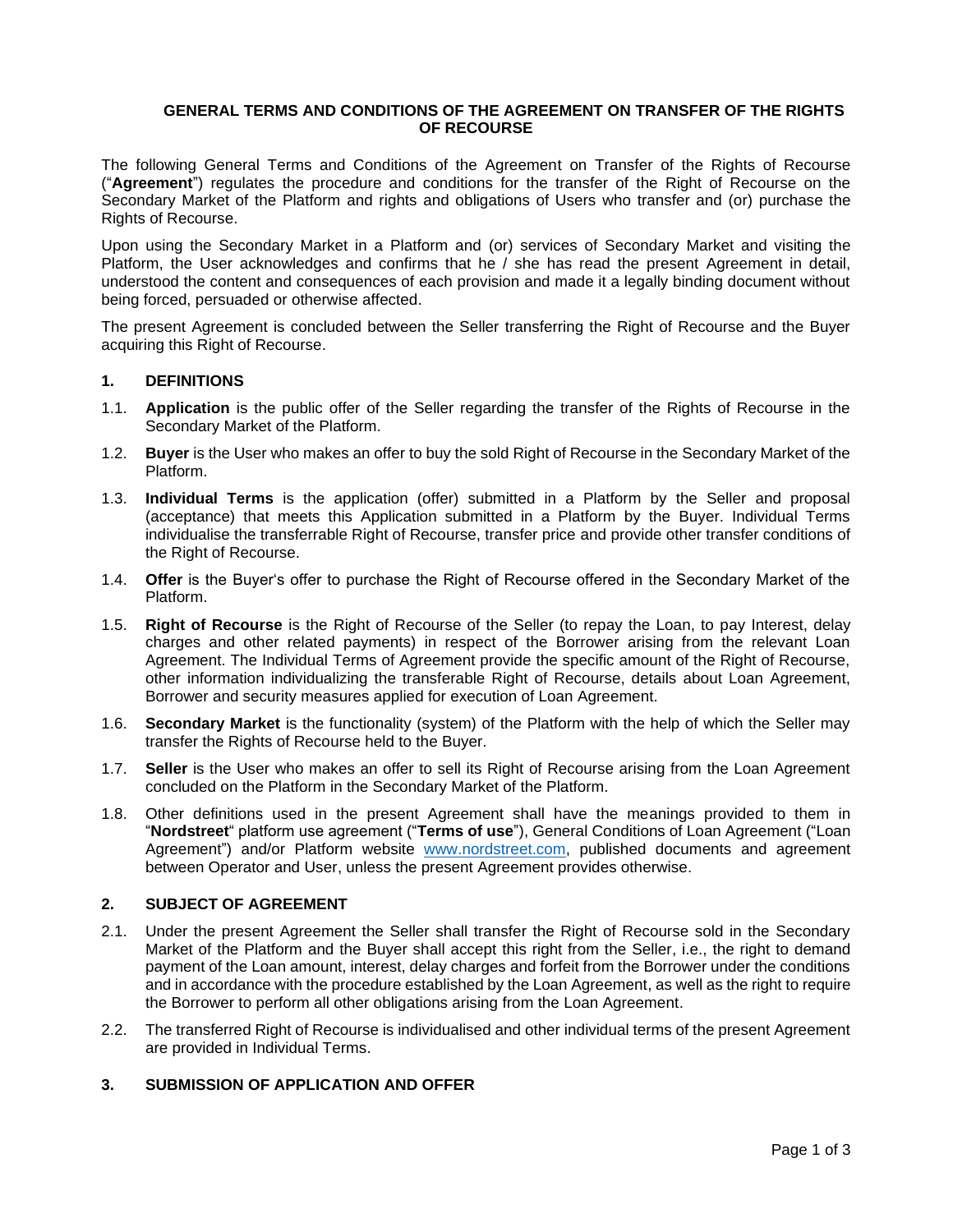# GENERAL TERMS AND CONDITIONS OF THE AGREEMENT ON TRANSFER OF THE RIGHTS OF RECOURSE

The following General Terms and Conditions of the Agreement on Transfer of the Rights of Recourse ("**Agreement**") regulates the procedure and conditions for the transfer of the Right of Recourse on the Secondary Market of the Platform and rights and obligations of Users who transfer and (or) purchase the Rights of Recourse.

Upon using the Secondary Market in a Platform and (or) services of Secondary Market and visiting the Platform, the User acknowledges and confirms that he / she has read the present Agreement in detail, understood the content and consequences of each provision and made it a legally binding document without being forced, persuaded or otherwise affected.

The present Agreement is concluded between the Seller transferring the Right of Recourse and the Buyer acquiring this Right of Recourse.

## 1. DEFINITIONS

1.1. **Application** is the public offer of the Seller regarding the transfer of the Rights of Recourse in the Secondary Market of the Platform.

1.2. **Buyer** is the User who makes an offer to buy the sold Right of Recourse in the Secondary Market of the Platform.

1.3. **Individual Terms** is the application (offer) submitted in a Platform by the Seller and proposal (acceptance) that meets this Application submitted in a Platform by the Buyer. Individual Terms individualise the transferrable Right of Recourse, transfer price and provide other transfer conditions of the Right of Recourse.

1.4. **Offer** is the Buyer's offer to purchase the Right of Recourse offered in the Secondary Market of the Platform.

1.5. **Right of Recourse** is the Right of Recourse of the Seller (to repay the Loan, to pay Interest, delay charges and other related payments) in respect of the Borrower arising from the relevant Loan Agreement. The Individual Terms of Agreement provide the specific amount of the Right of Recourse, other information individualizing the transferable Right of Recourse, details about Loan Agreement, Borrower and security measures applied for execution of Loan Agreement.

1.6. **Secondary Market** is the functionality (system) of the Platform with the help of which the Seller may transfer the Rights of Recourse held to the Buyer.

1.7. **Seller** is the User who makes an offer to sell its Right of Recourse arising from the Loan Agreement concluded on the Platform in the Secondary Market of the Platform.

1.8. Other definitions used in the present Agreement shall have the meanings provided to them in "**Nordstreet**" platform use agreement ("**Terms of use**"), General Conditions of Loan Agreement ("Loan Agreement") and/or Platform website www.nordstreet.com, published documents and agreement between Operator and User, unless the present Agreement provides otherwise.

## 2. SUBJECT OF AGREEMENT

2.1. Under the present Agreement the Seller shall transfer the Right of Recourse sold in the Secondary Market of the Platform and the Buyer shall accept this right from the Seller, i.e., the right to demand payment of the Loan amount, interest, delay charges and forfeit from the Borrower under the conditions and in accordance with the procedure established by the Loan Agreement, as well as the right to require the Borrower to perform all other obligations arising from the Loan Agreement.

2.2. The transferred Right of Recourse is individualised and other individual terms of the present Agreement are provided in Individual Terms.

## 3. SUBMISSION OF APPLICATION AND OFFER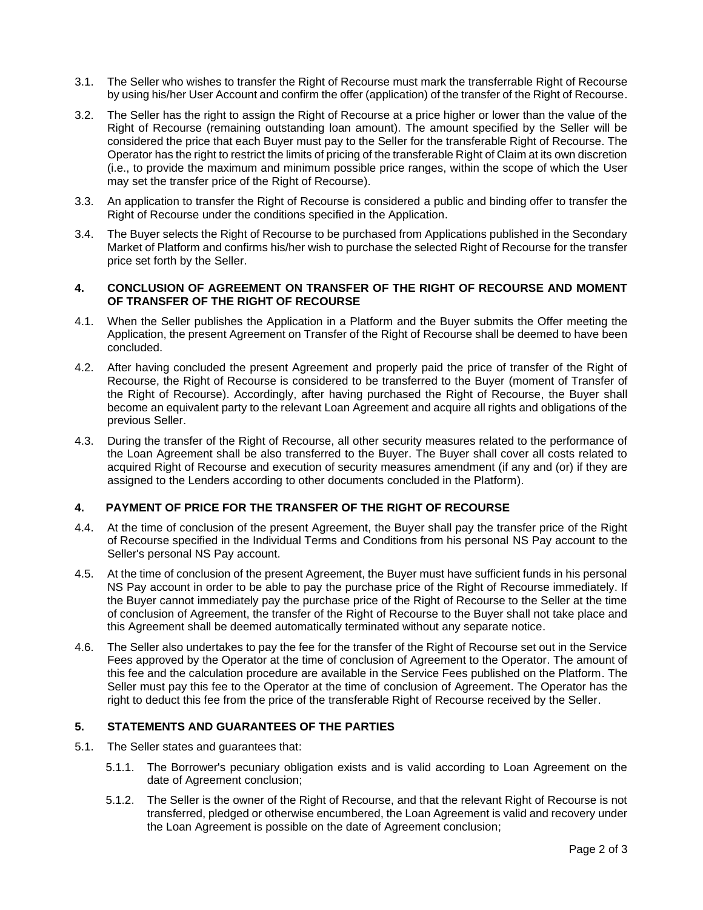3.1. The Seller who wishes to transfer the Right of Recourse must mark the transferrable Right of Recourse by using his/her User Account and confirm the offer (application) of the transfer of the Right of Recourse.

3.2. The Seller has the right to assign the Right of Recourse at a price higher or lower than the value of the Right of Recourse (remaining outstanding loan amount). The amount specified by the Seller will be considered the price that each Buyer must pay to the Seller for the transferable Right of Recourse. The Operator has the right to restrict the limits of pricing of the transferable Right of Claim at its own discretion (i.e., to provide the maximum and minimum possible price ranges, within the scope of which the User may set the transfer price of the Right of Recourse).

3.3. An application to transfer the Right of Recourse is considered a public and binding offer to transfer the Right of Recourse under the conditions specified in the Application.

3.4. The Buyer selects the Right of Recourse to be purchased from Applications published in the Secondary Market of Platform and confirms his/her wish to purchase the selected Right of Recourse for the transfer price set forth by the Seller.

## 4. CONCLUSION OF AGREEMENT ON TRANSFER OF THE RIGHT OF RECOURSE AND MOMENT OF TRANSFER OF THE RIGHT OF RECOURSE

4.1. When the Seller publishes the Application in a Platform and the Buyer submits the Offer meeting the Application, the present Agreement on Transfer of the Right of Recourse shall be deemed to have been concluded.

4.2. After having concluded the present Agreement and properly paid the price of transfer of the Right of Recourse, the Right of Recourse is considered to be transferred to the Buyer (moment of Transfer of the Right of Recourse). Accordingly, after having purchased the Right of Recourse, the Buyer shall become an equivalent party to the relevant Loan Agreement and acquire all rights and obligations of the previous Seller.

4.3. During the transfer of the Right of Recourse, all other security measures related to the performance of the Loan Agreement shall be also transferred to the Buyer. The Buyer shall cover all costs related to acquired Right of Recourse and execution of security measures amendment (if any and (or) if they are assigned to the Lenders according to other documents concluded in the Platform).

## 4. PAYMENT OF PRICE FOR THE TRANSFER OF THE RIGHT OF RECOURSE

4.4. At the time of conclusion of the present Agreement, the Buyer shall pay the transfer price of the Right of Recourse specified in the Individual Terms and Conditions from his personal NS Pay account to the Seller's personal NS Pay account.

4.5. At the time of conclusion of the present Agreement, the Buyer must have sufficient funds in his personal NS Pay account in order to be able to pay the purchase price of the Right of Recourse immediately. If the Buyer cannot immediately pay the purchase price of the Right of Recourse to the Seller at the time of conclusion of Agreement, the transfer of the Right of Recourse to the Buyer shall not take place and this Agreement shall be deemed automatically terminated without any separate notice.

4.6. The Seller also undertakes to pay the fee for the transfer of the Right of Recourse set out in the Service Fees approved by the Operator at the time of conclusion of Agreement to the Operator. The amount of this fee and the calculation procedure are available in the Service Fees published on the Platform. The Seller must pay this fee to the Operator at the time of conclusion of Agreement. The Operator has the right to deduct this fee from the price of the transferable Right of Recourse received by the Seller.

## 5. STATEMENTS AND GUARANTEES OF THE PARTIES

5.1. The Seller states and guarantees that:

5.1.1. The Borrower's pecuniary obligation exists and is valid according to Loan Agreement on the date of Agreement conclusion;

5.1.2. The Seller is the owner of the Right of Recourse, and that the relevant Right of Recourse is not transferred, pledged or otherwise encumbered, the Loan Agreement is valid and recovery under the Loan Agreement is possible on the date of Agreement conclusion;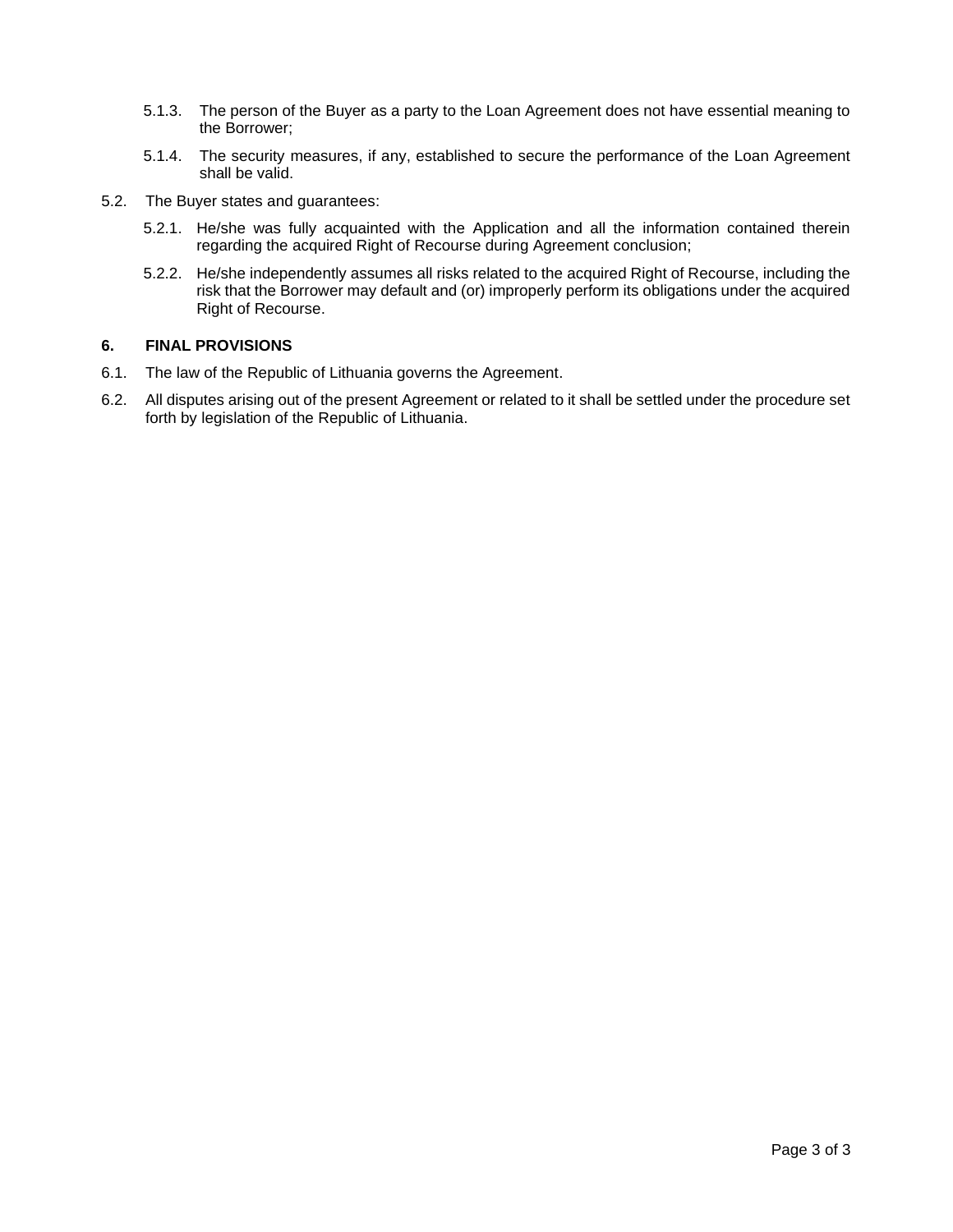5.1.3. The person of the Buyer as a party to the Loan Agreement does not have essential meaning to the Borrower;

5.1.4. The security measures, if any, established to secure the performance of the Loan Agreement shall be valid.

5.2. The Buyer states and guarantees:

5.2.1. He/she was fully acquainted with the Application and all the information contained therein regarding the acquired Right of Recourse during Agreement conclusion;

5.2.2. He/she independently assumes all risks related to the acquired Right of Recourse, including the risk that the Borrower may default and (or) improperly perform its obligations under the acquired Right of Recourse.

## 6. FINAL PROVISIONS

6.1. The law of the Republic of Lithuania governs the Agreement.

6.2. All disputes arising out of the present Agreement or related to it shall be settled under the procedure set forth by legislation of the Republic of Lithuania.